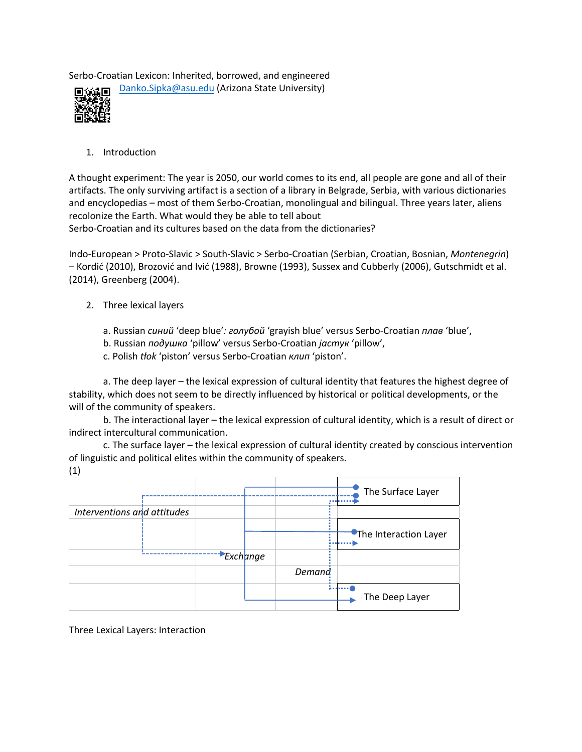Serbo-Croatian Lexicon: Inherited, borrowed, and engineered

Danko.Sipka@asu.edu (Arizona State University)

1. Introduction

A thought experiment: The year is 2050, our world comes to its end, all people are gone and all of their artifacts. The only surviving artifact is a section of a library in Belgrade, Serbia, with various dictionaries and encyclopedias – most of them Serbo-Croatian, monolingual and bilingual. Three years later, aliens recolonize the Earth. What would they be able to tell about Serbo-Croatian and its cultures based on the data from the dictionaries?

Indo-European > Proto-Slavic > South-Slavic > Serbo-Croatian (Serbian, Croatian, Bosnian, *Montenegrin*) – Kordić (2010), Brozović and Ivić (1988), Browne (1993), Sussex and Cubberly (2006), Gutschmidt et al. (2014), Greenberg (2004).

2. Three lexical layers

a. Russian *синий* 'deep blue'*: голубой* 'grayish blue' versus Serbo-Croatian *плав* 'blue',
b. Russian *подушка* 'pillow' versus Serbo-Croatian *јастук* 'pillow',
c. Polish *tłok* 'piston' versus Serbo-Croatian *клип* 'piston'.

a. The deep layer – the lexical expression of cultural identity that features the highest degree of stability, which does not seem to be directly influenced by historical or political developments, or the will of the community of speakers.
b. The interactional layer – the lexical expression of cultural identity, which is a result of direct or indirect intercultural communication.
c. The surface layer – the lexical expression of cultural identity created by conscious intervention of linguistic and political elites within the community of speakers.

(1)

| | | | | |
|---|---|---|---|---|
| | | | | The Surface Layer |
| *Interventions and attitudes* | | | | |
| | | | | The Interaction Layer |
| | | *Exchange* | | |
| | | | *Demand* | |
| | | | | The Deep Layer |

Three Lexical Layers: Interaction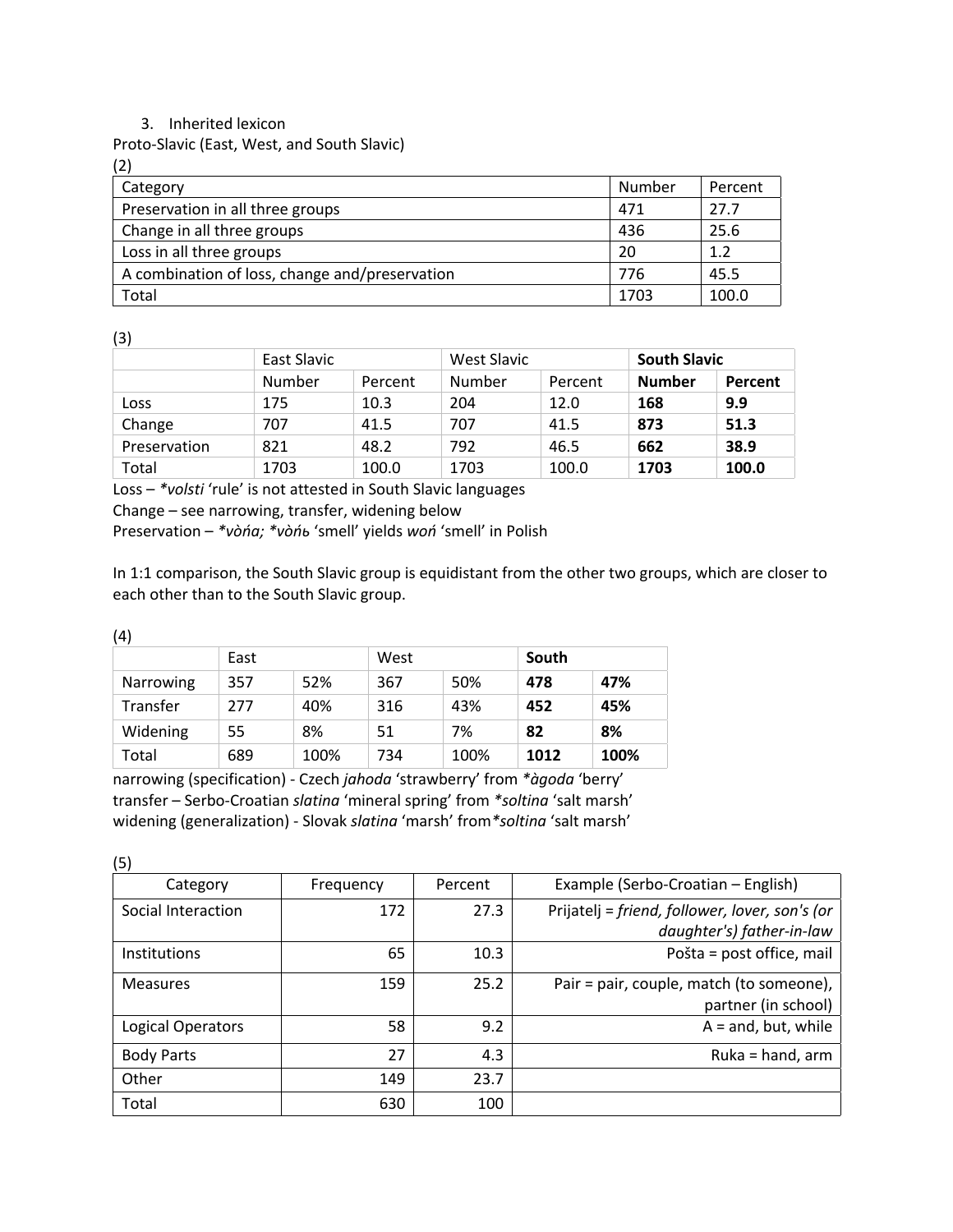3. Inherited lexicon

Proto-Slavic (East, West, and South Slavic)

(2)

| Category | Number | Percent |
|---|---|---|
| Preservation in all three groups | 471 | 27.7 |
| Change in all three groups | 436 | 25.6 |
| Loss in all three groups | 20 | 1.2 |
| A combination of loss, change and/preservation | 776 | 45.5 |
| Total | 1703 | 100.0 |

(3)

| | East Slavic | | West Slavic | | **South Slavic** | |
|---|---|---|---|---|---|---|
| | Number | Percent | Number | Percent | **Number** | **Percent** |
| Loss | 175 | 10.3 | 204 | 12.0 | **168** | **9.9** |
| Change | 707 | 41.5 | 707 | 41.5 | **873** | **51.3** |
| Preservation | 821 | 48.2 | 792 | 46.5 | **662** | **38.9** |
| Total | 1703 | 100.0 | 1703 | 100.0 | **1703** | **100.0** |

Loss – *\*volsti* 'rule' is not attested in South Slavic languages

Change – see narrowing, transfer, widening below

Preservation – *\*vòńa; \*vòńь* 'smell' yields *woń* 'smell' in Polish

In 1:1 comparison, the South Slavic group is equidistant from the other two groups, which are closer to each other than to the South Slavic group.

(4)

| | East | | West | | **South** | |
|---|---|---|---|---|---|---|
| Narrowing | 357 | 52% | 367 | 50% | **478** | **47%** |
| Transfer | 277 | 40% | 316 | 43% | **452** | **45%** |
| Widening | 55 | 8% | 51 | 7% | **82** | **8%** |
| Total | 689 | 100% | 734 | 100% | **1012** | **100%** |

narrowing (specification) - Czech *jahoda* 'strawberry' from *\*àgoda* 'berry'

transfer – Serbo-Croatian *slatina* 'mineral spring' from *\*soltina* 'salt marsh'

widening (generalization) - Slovak *slatina* 'marsh' from *\*soltina* 'salt marsh'

(5)

| Category | Frequency | Percent | Example (Serbo-Croatian – English) |
|---|---|---|---|
| Social Interaction | 172 | 27.3 | Prijatelj = *friend, follower, lover, son's (or daughter's) father-in-law* |
| Institutions | 65 | 10.3 | Pošta = post office, mail |
| Measures | 159 | 25.2 | Pair = pair, couple, match (to someone), partner (in school) |
| Logical Operators | 58 | 9.2 | A = and, but, while |
| Body Parts | 27 | 4.3 | Ruka = hand, arm |
| Other | 149 | 23.7 | |
| Total | 630 | 100 | |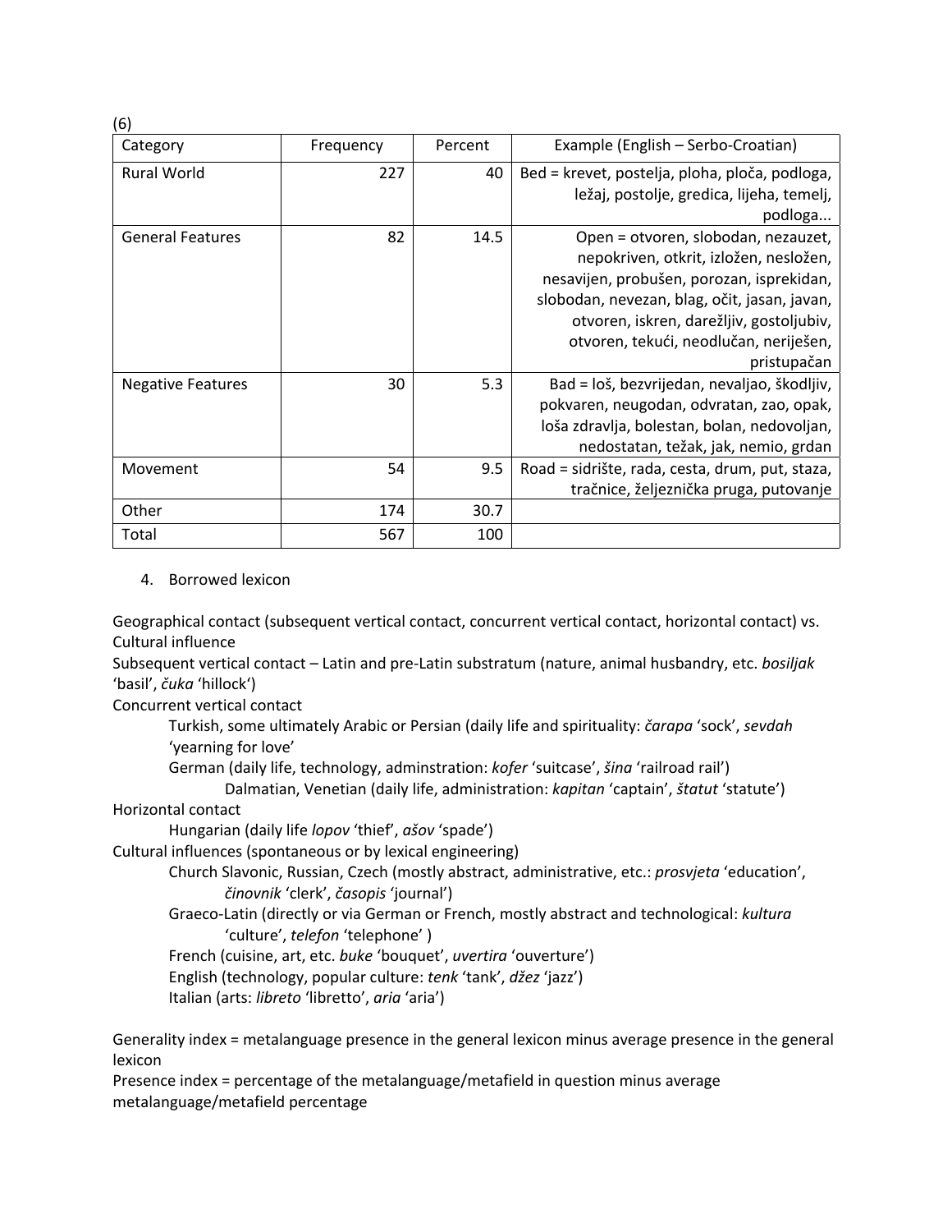(6)

| Category | Frequency | Percent | Example (English – Serbo-Croatian) |
|---|---|---|---|
| Rural World | 227 | 40 | Bed = krevet, postelja, ploha, ploča, podloga, ležaj, postolje, gredica, lijeha, temelj, podloga... |
| General Features | 82 | 14.5 | Open = otvoren, slobodan, nezauzet, nepokriven, otkrit, izložen, nesložen, nesavijen, probušen, porozan, isprekidan, slobodan, nevezan, blag, očit, jasan, javan, otvoren, iskren, darežljiv, gostoljubiv, otvoren, tekući, neodlučan, neriješen, pristupačan |
| Negative Features | 30 | 5.3 | Bad = loš, bezvrijedan, nevaljao, škodljiv, pokvaren, neugodan, odvratan, zao, opak, loša zdravlja, bolestan, bolan, nedovoljan, nedostatan, težak, jak, nemio, grdan |
| Movement | 54 | 9.5 | Road = sidrište, rada, cesta, drum, put, staza, tračnice, željeznička pruga, putovanje |
| Other | 174 | 30.7 | |
| Total | 567 | 100 | |

4. Borrowed lexicon

Geographical contact (subsequent vertical contact, concurrent vertical contact, horizontal contact) vs. Cultural influence

Subsequent vertical contact – Latin and pre-Latin substratum (nature, animal husbandry, etc. *bosiljak* 'basil', *čuka* 'hillock')

Concurrent vertical contact

- Turkish, some ultimately Arabic or Persian (daily life and spirituality: *čarapa* 'sock', *sevdah* 'yearning for love'
- German (daily life, technology, adminstration: *kofer* 'suitcase', *šina* 'railroad rail')
  - Dalmatian, Venetian (daily life, administration: *kapitan* 'captain', *štatut* 'statute')

Horizontal contact

- Hungarian (daily life *lopov* 'thief', *ašov* 'spade')

Cultural influences (spontaneous or by lexical engineering)

- Church Slavonic, Russian, Czech (mostly abstract, administrative, etc.: *prosvjeta* 'education', *činovnik* 'clerk', *časopis* 'journal')
- Graeco-Latin (directly or via German or French, mostly abstract and technological: *kultura* 'culture', *telefon* 'telephone' )
- French (cuisine, art, etc. *buke* 'bouquet', *uvertira* 'ouverture')
- English (technology, popular culture: *tenk* 'tank', *džez* 'jazz')
- Italian (arts: *libreto* 'libretto', *aria* 'aria')

Generality index = metalanguage presence in the general lexicon minus average presence in the general lexicon

Presence index = percentage of the metalanguage/metafield in question minus average metalanguage/metafield percentage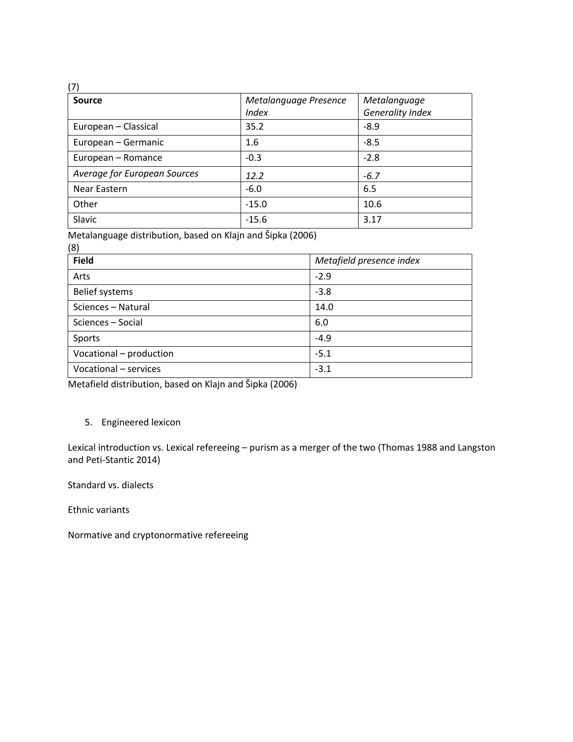(7)

| **Source** | *Metalanguage Presence Index* | *Metalanguage Generality Index* |
|---|---|---|
| European – Classical | 35.2 | -8.9 |
| European – Germanic | 1.6 | -8.5 |
| European – Romance | -0.3 | -2.8 |
| *Average for European Sources* | *12.2* | *-6.7* |
| Near Eastern | -6.0 | 6.5 |
| Other | -15.0 | 10.6 |
| Slavic | -15.6 | 3.17 |

Metalanguage distribution, based on Klajn and Šipka (2006)

(8)

| **Field** | *Metafield presence index* |
|---|---|
| Arts | -2.9 |
| Belief systems | -3.8 |
| Sciences – Natural | 14.0 |
| Sciences – Social | 6.0 |
| Sports | -4.9 |
| Vocational – production | -5.1 |
| Vocational – services | -3.1 |

Metafield distribution, based on Klajn and Šipka (2006)

5. Engineered lexicon

Lexical introduction vs. Lexical refereeing – purism as a merger of the two (Thomas 1988 and Langston and Peti-Stantic 2014)

Standard vs. dialects

Ethnic variants

Normative and cryptonormative refereeing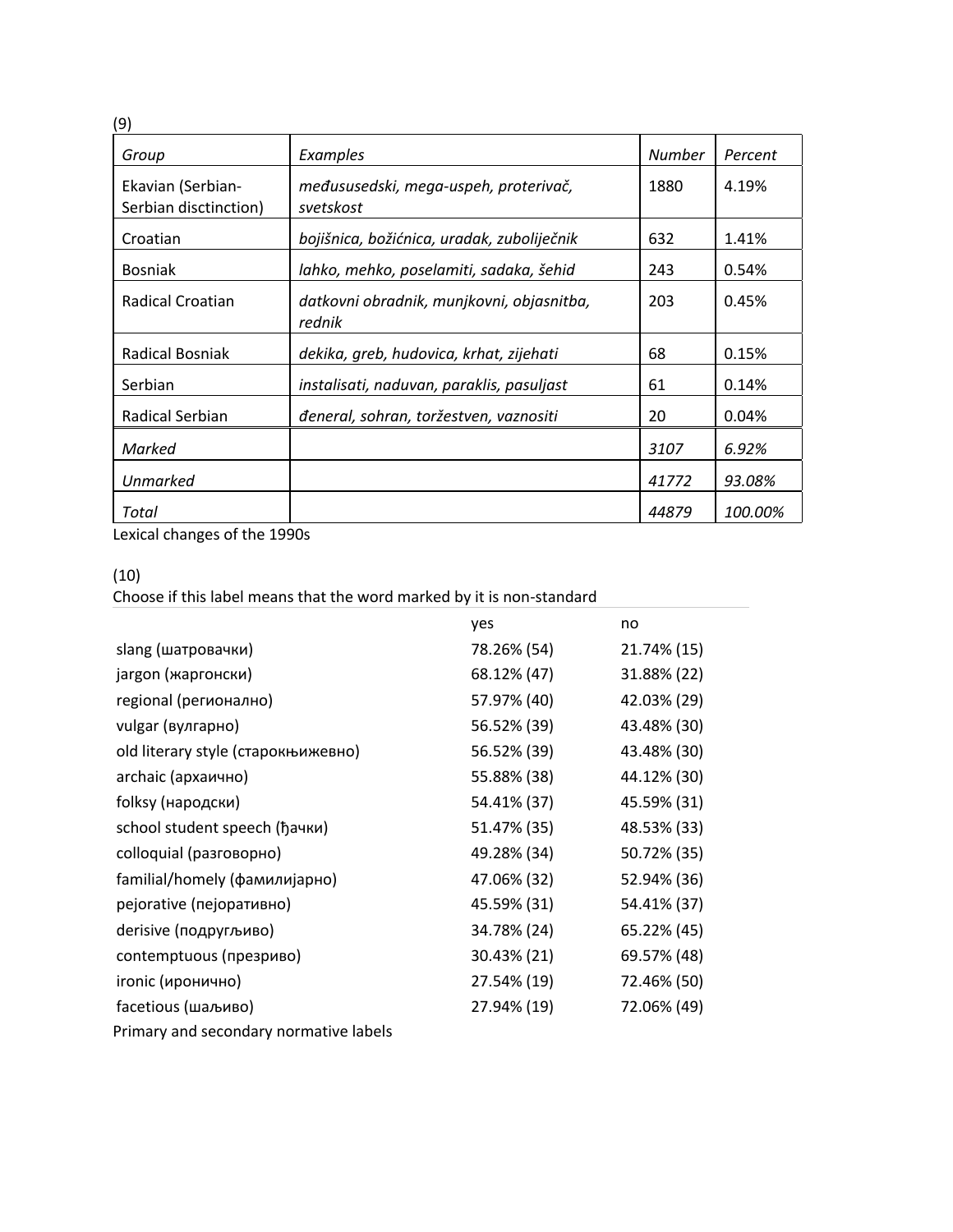(9)

| *Group* | *Examples* | *Number* | *Percent* |
|---|---|---|---|
| Ekavian (Serbian-Serbian disctinction) | *međususedski, mega-uspeh, proterivač, svetskost* | 1880 | 4.19% |
| Croatian | *bojišnica, božićnica, uradak, zuboliječnik* | 632 | 1.41% |
| Bosniak | *lahko, mehko, poselamiti, sadaka, šehid* | 243 | 0.54% |
| Radical Croatian | *datkovni obradnik, munjkovni, objasnitba, rednik* | 203 | 0.45% |
| Radical Bosniak | *dekika, greb, hudovica, krhat, zijehati* | 68 | 0.15% |
| Serbian | *instalisati, naduvan, paraklis, pasuljast* | 61 | 0.14% |
| Radical Serbian | *đeneral, sohran, toržestven, vaznositi* | 20 | 0.04% |
| *Marked* | | *3107* | *6.92%* |
| *Unmarked* | | *41772* | *93.08%* |
| *Total* | | *44879* | *100.00%* |

Lexical changes of the 1990s

(10)

Choose if this label means that the word marked by it is non-standard

| | yes | no |
|---|---|---|
| slang (шатровачки) | 78.26% (54) | 21.74% (15) |
| jargon (жаргонски) | 68.12% (47) | 31.88% (22) |
| regional (регионално) | 57.97% (40) | 42.03% (29) |
| vulgar (вулгарно) | 56.52% (39) | 43.48% (30) |
| old literary style (старокњижевно) | 56.52% (39) | 43.48% (30) |
| archaic (архаично) | 55.88% (38) | 44.12% (30) |
| folksy (народски) | 54.41% (37) | 45.59% (31) |
| school student speech (ђачки) | 51.47% (35) | 48.53% (33) |
| colloquial (разговорно) | 49.28% (34) | 50.72% (35) |
| familial/homely (фамилијарно) | 47.06% (32) | 52.94% (36) |
| pejorative (пејоративно) | 45.59% (31) | 54.41% (37) |
| derisive (подругљиво) | 34.78% (24) | 65.22% (45) |
| contemptuous (презриво) | 30.43% (21) | 69.57% (48) |
| ironic (иронично) | 27.54% (19) | 72.46% (50) |
| facetious (шаљиво) | 27.94% (19) | 72.06% (49) |

Primary and secondary normative labels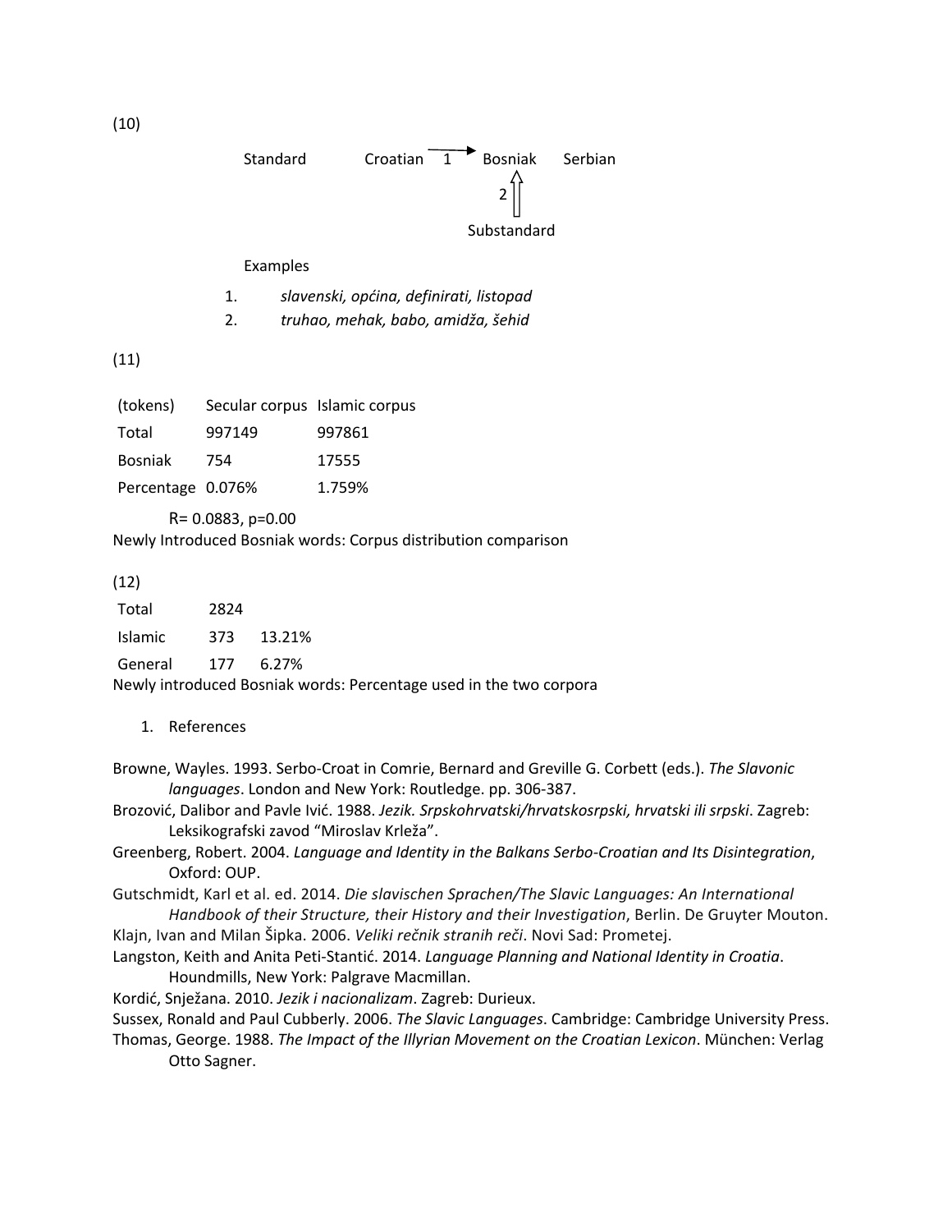(10)

Standard Croatian —1→ Bosniak Serbian

2 ↑

Substandard

Examples

1. *slavenski, općina, definirati, listopad*
2. *truhao, mehak, babo, amidža, šehid*

(11)

| (tokens) | Secular corpus | Islamic corpus |
|---|---|---|
| Total | 997149 | 997861 |
| Bosniak | 754 | 17555 |
| Percentage | 0.076% | 1.759% |

R= 0.0883, p=0.00

Newly Introduced Bosniak words: Corpus distribution comparison

(12)

| | | |
|---|---|---|
| Total | 2824 | |
| Islamic | 373 | 13.21% |
| General | 177 | 6.27% |

Newly introduced Bosniak words: Percentage used in the two corpora

1. References

Browne, Wayles. 1993. Serbo-Croat in Comrie, Bernard and Greville G. Corbett (eds.). *The Slavonic languages*. London and New York: Routledge. pp. 306-387.

Brozović, Dalibor and Pavle Ivić. 1988. *Jezik. Srpskohrvatski/hrvatskosrpski, hrvatski ili srpski*. Zagreb: Leksikografski zavod "Miroslav Krleža".

Greenberg, Robert. 2004. *Language and Identity in the Balkans Serbo-Croatian and Its Disintegration*, Oxford: OUP.

Gutschmidt, Karl et al. ed. 2014. *Die slavischen Sprachen/The Slavic Languages: An International Handbook of their Structure, their History and their Investigation*, Berlin. De Gruyter Mouton.

Klajn, Ivan and Milan Šipka. 2006. *Veliki rečnik stranih reči*. Novi Sad: Prometej.

Langston, Keith and Anita Peti-Stantić. 2014. *Language Planning and National Identity in Croatia*. Houndmills, New York: Palgrave Macmillan.

Kordić, Snježana. 2010. *Jezik i nacionalizam*. Zagreb: Durieux.

Sussex, Ronald and Paul Cubberly. 2006. *The Slavic Languages*. Cambridge: Cambridge University Press.

Thomas, George. 1988. *The Impact of the Illyrian Movement on the Croatian Lexicon*. München: Verlag Otto Sagner.